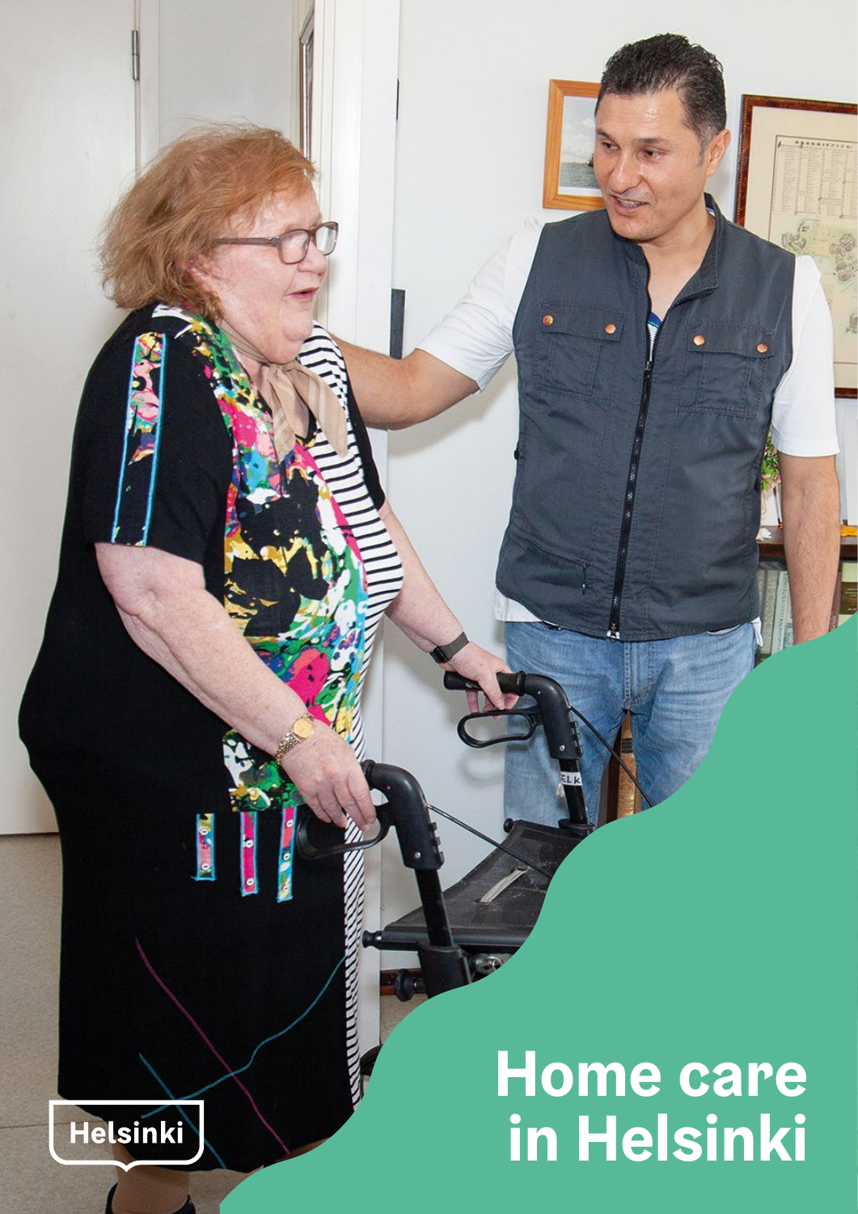# Home care in Helsinki

Helsinki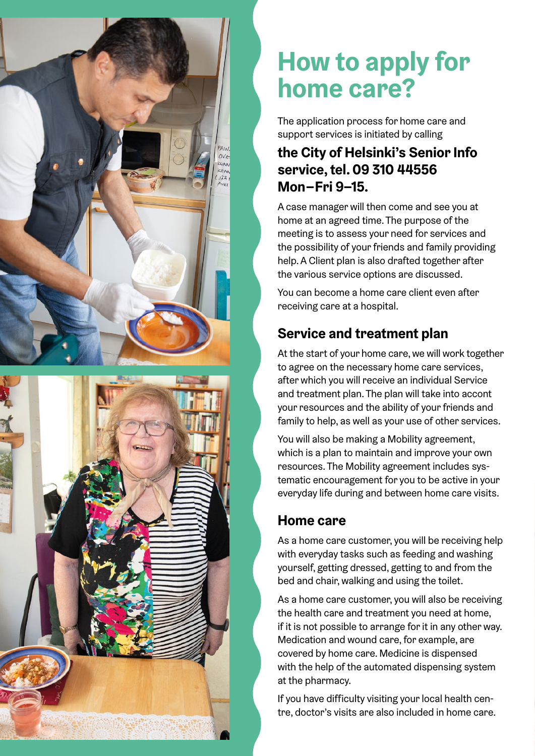# How to apply for home care?

The application process for home care and support services is initiated by calling

**the City of Helsinki's Senior Info service, tel. 09 310 44556 Mon–Fri 9–15.**

A case manager will then come and see you at home at an agreed time. The purpose of the meeting is to assess your need for services and the possibility of your friends and family providing help. A Client plan is also drafted together after the various service options are discussed.

You can become a home care client even after receiving care at a hospital.

## Service and treatment plan

At the start of your home care, we will work together to agree on the necessary home care services, after which you will receive an individual Service and treatment plan. The plan will take into accont your resources and the ability of your friends and family to help, as well as your use of other services.

You will also be making a Mobility agreement, which is a plan to maintain and improve your own resources. The Mobility agreement includes systematic encouragement for you to be active in your everyday life during and between home care visits.

## Home care

As a home care customer, you will be receiving help with everyday tasks such as feeding and washing yourself, getting dressed, getting to and from the bed and chair, walking and using the toilet.

As a home care customer, you will also be receiving the health care and treatment you need at home, if it is not possible to arrange for it in any other way. Medication and wound care, for example, are covered by home care. Medicine is dispensed with the help of the automated dispensing system at the pharmacy.

If you have difficulty visiting your local health centre, doctor's visits are also included in home care.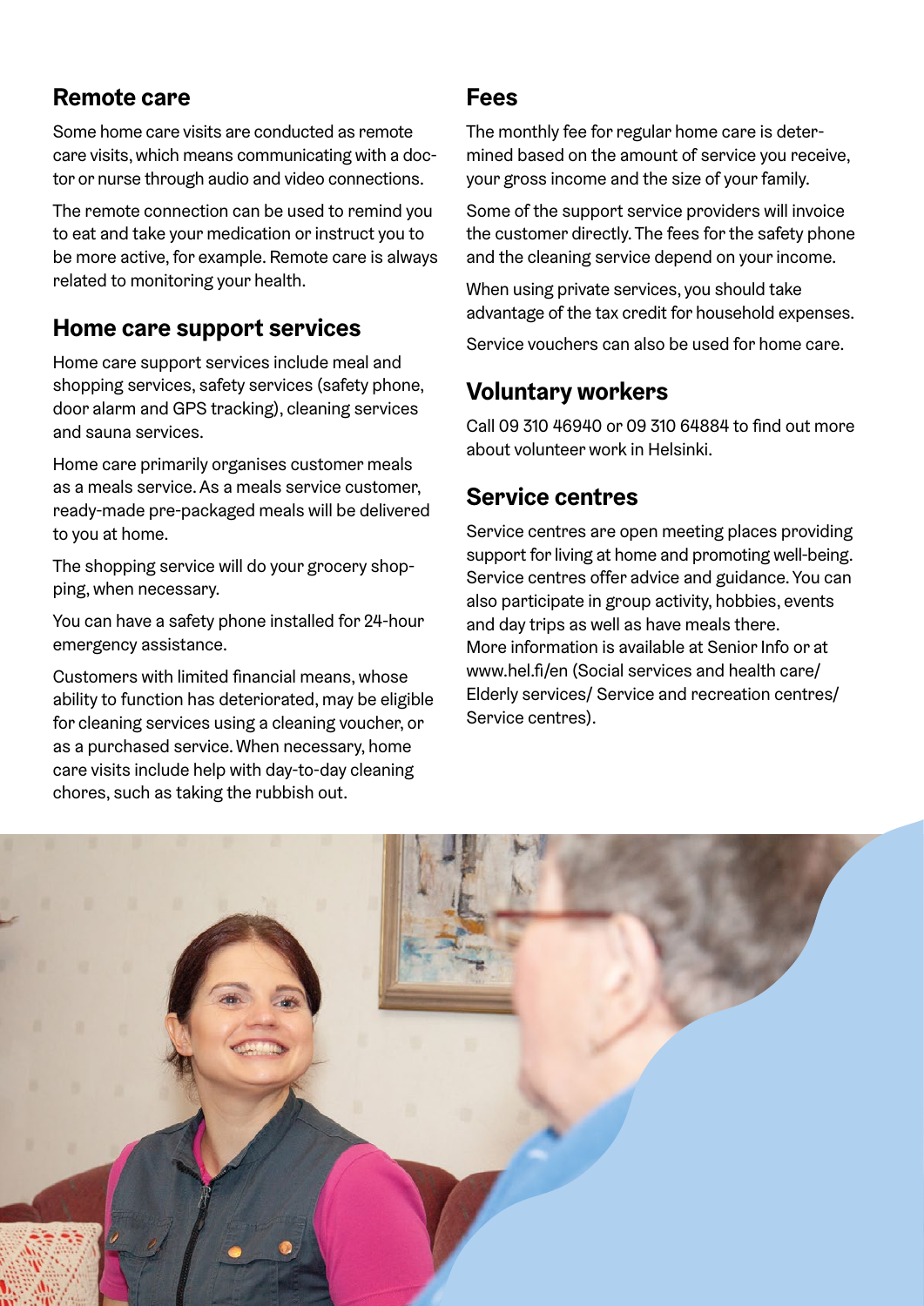## Remote care

Some home care visits are conducted as remote care visits, which means communicating with a doctor or nurse through audio and video connections.

The remote connection can be used to remind you to eat and take your medication or instruct you to be more active, for example. Remote care is always related to monitoring your health.

## Home care support services

Home care support services include meal and shopping services, safety services (safety phone, door alarm and GPS tracking), cleaning services and sauna services.

Home care primarily organises customer meals as a meals service. As a meals service customer, ready-made pre-packaged meals will be delivered to you at home.

The shopping service will do your grocery shopping, when necessary.

You can have a safety phone installed for 24-hour emergency assistance.

Customers with limited financial means, whose ability to function has deteriorated, may be eligible for cleaning services using a cleaning voucher, or as a purchased service. When necessary, home care visits include help with day-to-day cleaning chores, such as taking the rubbish out.

## Fees

The monthly fee for regular home care is determined based on the amount of service you receive, your gross income and the size of your family.

Some of the support service providers will invoice the customer directly. The fees for the safety phone and the cleaning service depend on your income.

When using private services, you should take advantage of the tax credit for household expenses.

Service vouchers can also be used for home care.

## Voluntary workers

Call 09 310 46940 or 09 310 64884 to find out more about volunteer work in Helsinki.

## Service centres

Service centres are open meeting places providing support for living at home and promoting well-being. Service centres offer advice and guidance. You can also participate in group activity, hobbies, events and day trips as well as have meals there.
More information is available at Senior Info or at www.hel.fi/en (Social services and health care/ Elderly services/ Service and recreation centres/ Service centres).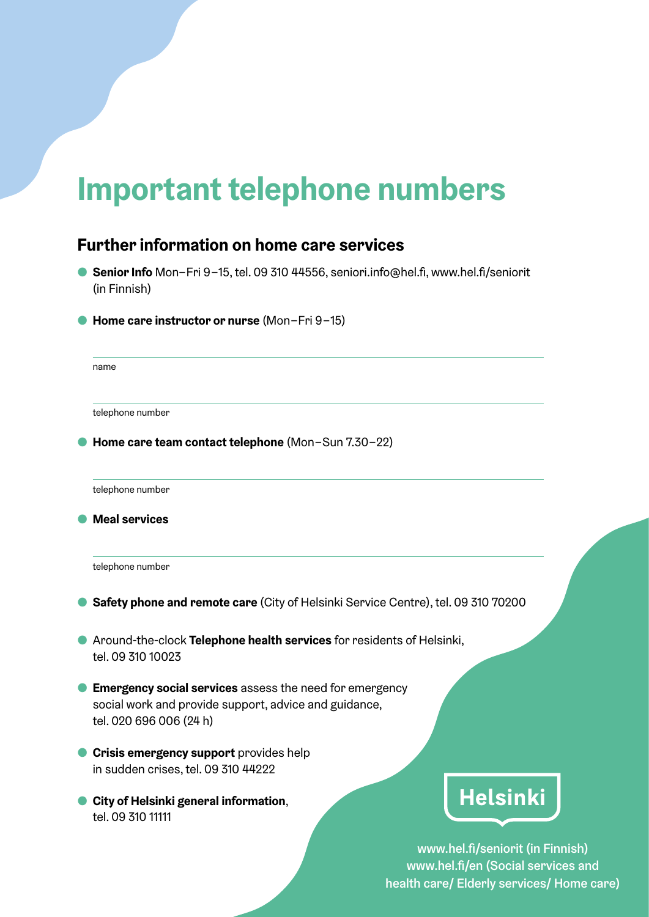# Important telephone numbers

## Further information on home care services

- **Senior Info** Mon–Fri 9–15, tel. 09 310 44556, seniori.info@hel.fi, www.hel.fi/seniorit (in Finnish)
- **Home care instructor or nurse** (Mon–Fri 9–15)

  name

  telephone number

- **Home care team contact telephone** (Mon–Sun 7.30–22)

  telephone number

- **Meal services**

  telephone number

- **Safety phone and remote care** (City of Helsinki Service Centre), tel. 09 310 70200
- Around-the-clock **Telephone health services** for residents of Helsinki, tel. 09 310 10023
- **Emergency social services** assess the need for emergency social work and provide support, advice and guidance, tel. 020 696 006 (24 h)
- **Crisis emergency support** provides help in sudden crises, tel. 09 310 44222
- **City of Helsinki general information**, tel. 09 310 11111

Helsinki

www.hel.fi/seniorit (in Finnish)
www.hel.fi/en (Social services and health care/ Elderly services/ Home care)